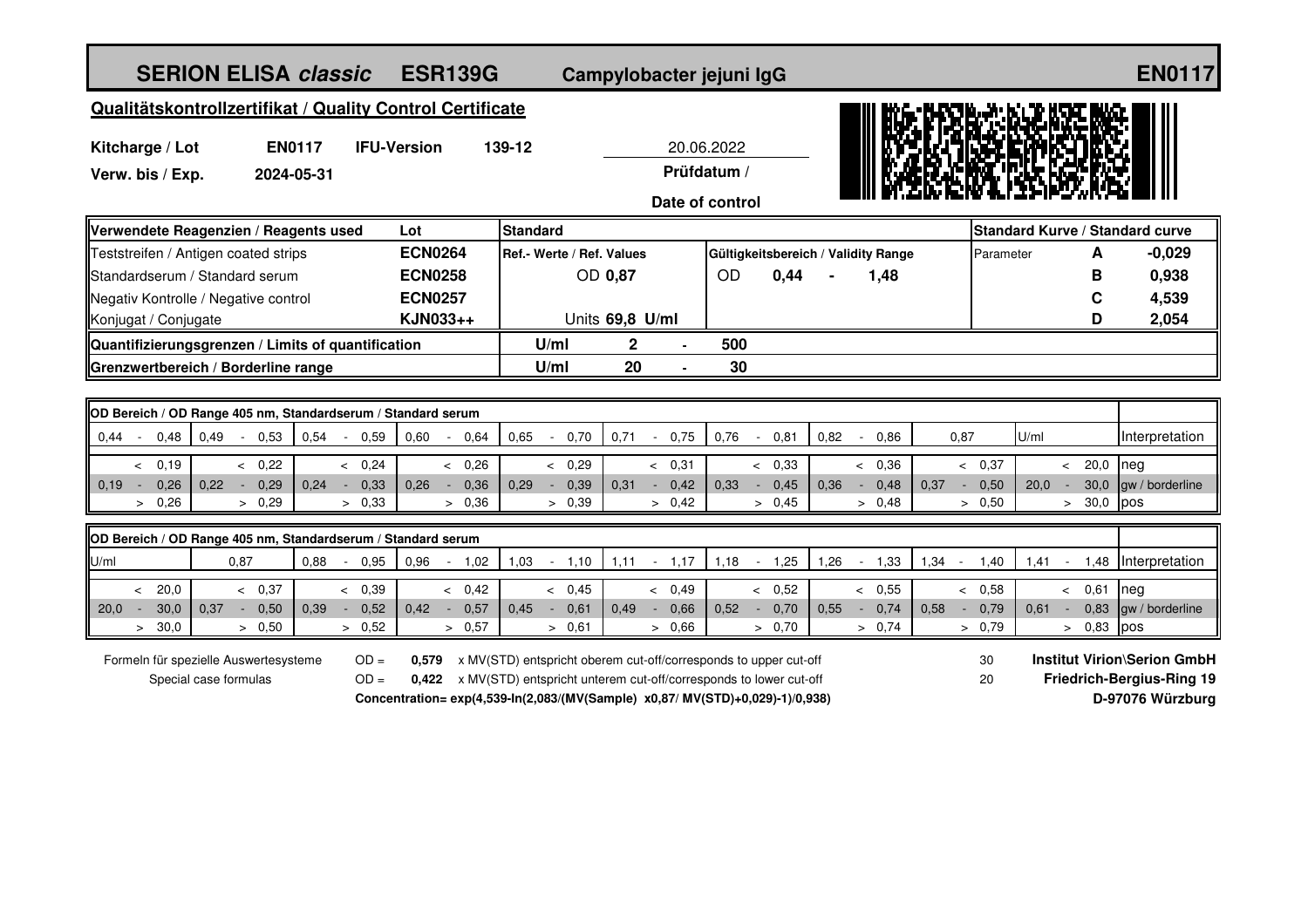# SERION ELISA *classic* ESR139G Campylobacter jejuni IgG EN0117

## Qualitätskontrollzertifikat / Quality Control Certificate

**Kitcharge / Lot** **EN0117** **IFU-Version** **139-12**

**Verw. bis / Exp.** **2024-05-31**

20.06.2022
**Prüfdatum / Date of control**

| Verwendete Reagenzien / Reagents used | Lot | Standard | | | | Standard Kurve / Standard curve | | |
|---|---|---|---|---|---|---|---|---|
| Teststreifen / Antigen coated strips | **ECN0264** | Ref.- Werte / Ref. Values | | Gültigkeitsbereich / Validity Range | | Parameter | A | -0,029 |
| Standardserum / Standard serum | **ECN0258** | OD **0,87** | | OD **0,44** - **1,48** | | | B | 0,938 |
| Negativ Kontrolle / Negative control | **ECN0257** | | | | | | C | 4,539 |
| Konjugat / Conjugate | **KJN033++** | Units **69,8 U/ml** | | | | | D | 2,054 |
| **Quantifizierungsgrenzen / Limits of quantification** | | U/ml | **2** - **500** | | | | | |
| **Grenzwertbereich / Borderline range** | | U/ml | **20** - **30** | | | | | |

| OD Bereich / OD Range 405 nm, Standardserum / Standard serum | | | | | | | | | | |
|---|---|---|---|---|---|---|---|---|---|---|
| 0,44 - 0,48 | 0,49 - 0,53 | 0,54 - 0,59 | 0,60 - 0,64 | 0,65 - 0,70 | 0,71 - 0,75 | 0,76 - 0,81 | 0,82 - 0,86 | 0,87 | U/ml | Interpretation |
| < 0,19 | < 0,22 | < 0,24 | < 0,26 | < 0,29 | < 0,31 | < 0,33 | < 0,36 | < 0,37 | < 20,0 | neg |
| 0,19 - 0,26 | 0,22 - 0,29 | 0,24 - 0,33 | 0,26 - 0,36 | 0,29 - 0,39 | 0,31 - 0,42 | 0,33 - 0,45 | 0,36 - 0,48 | 0,37 - 0,50 | 20,0 - 30,0 | gw / borderline |
| > 0,26 | > 0,29 | > 0,33 | > 0,36 | > 0,39 | > 0,42 | > 0,45 | > 0,48 | > 0,50 | > 30,0 | pos |

| OD Bereich / OD Range 405 nm, Standardserum / Standard serum | | | | | | | | | | |
|---|---|---|---|---|---|---|---|---|---|---|
| U/ml | 0,87 | 0,88 - 0,95 | 0,96 - 1,02 | 1,03 - 1,10 | 1,11 - 1,17 | 1,18 - 1,25 | 1,26 - 1,33 | 1,34 - 1,40 | 1,41 - 1,48 | Interpretation |
| < 20,0 | < 0,37 | < 0,39 | < 0,42 | < 0,45 | < 0,49 | < 0,52 | < 0,55 | < 0,58 | < 0,61 | neg |
| 20,0 - 30,0 | 0,37 - 0,50 | 0,39 - 0,52 | 0,42 - 0,57 | 0,45 - 0,61 | 0,49 - 0,66 | 0,52 - 0,70 | 0,55 - 0,74 | 0,58 - 0,79 | 0,61 - 0,83 | gw / borderline |
| > 30,0 | > 0,50 | > 0,52 | > 0,57 | > 0,61 | > 0,66 | > 0,70 | > 0,74 | > 0,79 | > 0,83 | pos |

Formeln für spezielle Auswertesysteme / Special case formulas

OD = **0,579** x MV(STD) entspricht oberem cut-off/corresponds to upper cut-off — 30

OD = **0,422** x MV(STD) entspricht unterem cut-off/corresponds to lower cut-off — 20

**Concentration= exp(4,539-ln(2,083/(MV(Sample) x0,87/ MV(STD)+0,029)-1)/0,938)**

**Institut Virion\Serion GmbH**
**Friedrich-Bergius-Ring 19**
**D-97076 Würzburg**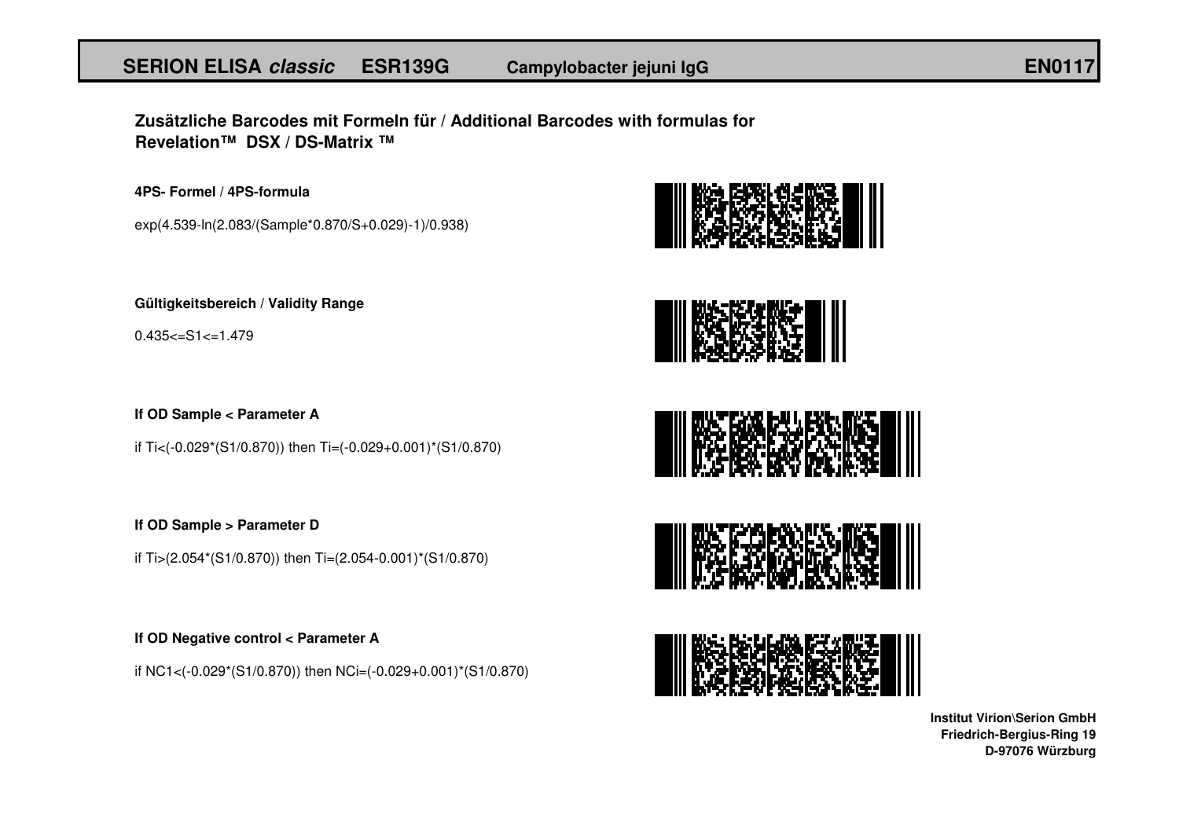# SERION ELISA *classic* ESR139G Campylobacter jejuni IgG EN0117

**Zusätzliche Barcodes mit Formeln für / Additional Barcodes with formulas for Revelation™ DSX / DS-Matrix ™**

**4PS- Formel / 4PS-formula**

exp(4.539-ln(2.083/(Sample*0.870/S+0.029)-1)/0.938)

**Gültigkeitsbereich / Validity Range**

0.435<=S1<=1.479

**If OD Sample < Parameter A**

if Ti<(-0.029*(S1/0.870)) then Ti=(-0.029+0.001)*(S1/0.870)

**If OD Sample > Parameter D**

if Ti>(2.054*(S1/0.870)) then Ti=(2.054-0.001)*(S1/0.870)

**If OD Negative control < Parameter A**

if NC1<(-0.029*(S1/0.870)) then NCi=(-0.029+0.001)*(S1/0.870)

**Institut Virion\Serion GmbH**
**Friedrich-Bergius-Ring 19**
**D-97076 Würzburg**